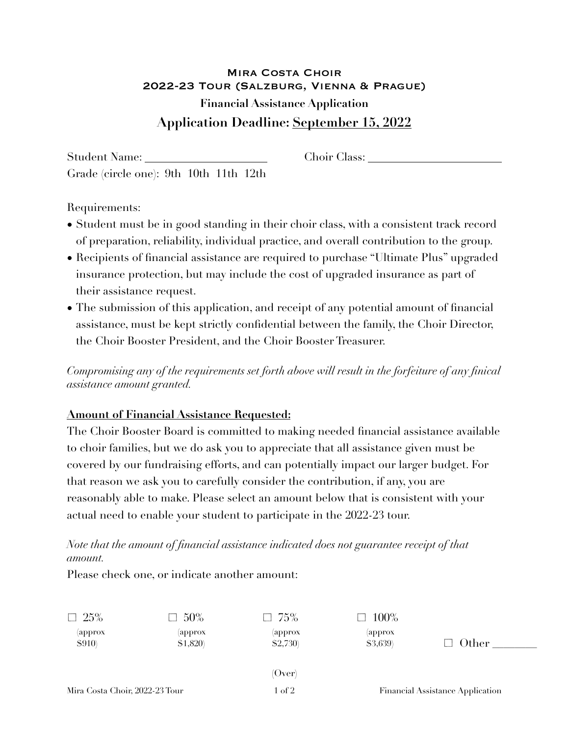# Mira Costa Choir

## 2022-23 Tour (Salzburg, Vienna & Prague)

### Financial Assistance Application

### Application Deadline: September 15, 2022

Student Name: ____________________  Choir Class: ____________________

Grade (circle one): 9th 10th 11th 12th

Requirements:

- Student must be in good standing in their choir class, with a consistent track record of preparation, reliability, individual practice, and overall contribution to the group.
- Recipients of financial assistance are required to purchase "Ultimate Plus" upgraded insurance protection, but may include the cost of upgraded insurance as part of their assistance request.
- The submission of this application, and receipt of any potential amount of financial assistance, must be kept strictly confidential between the family, the Choir Director, the Choir Booster President, and the Choir Booster Treasurer.

*Compromising any of the requirements set forth above will result in the forfeiture of any finical assistance amount granted.*

**Amount of Financial Assistance Requested:**

The Choir Booster Board is committed to making needed financial assistance available to choir families, but we do ask you to appreciate that all assistance given must be covered by our fundraising efforts, and can potentially impact our larger budget. For that reason we ask you to carefully consider the contribution, if any, you are reasonably able to make. Please select an amount below that is consistent with your actual need to enable your student to participate in the 2022-23 tour.

*Note that the amount of financial assistance indicated does not guarantee receipt of that amount.*

Please check one, or indicate another amount:

☐ 25% (approx $910)  ☐ 50% (approx $1,820)  ☐ 75% (approx $2,730)  ☐ 100% (approx $3,639)  ☐ Other ________

(Over)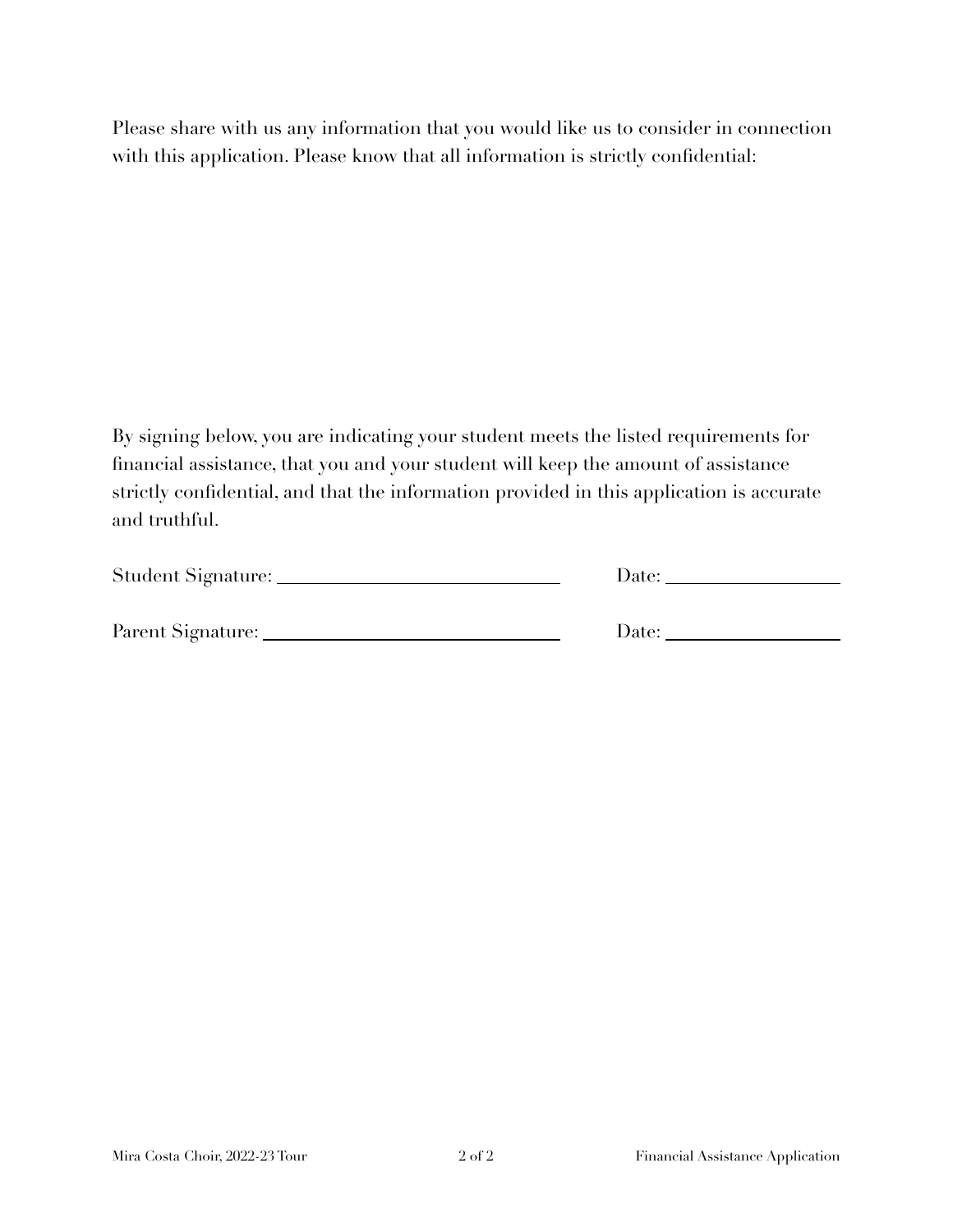Please share with us any information that you would like us to consider in connection with this application. Please know that all information is strictly confidential:

By signing below, you are indicating your student meets the listed requirements for financial assistance, that you and your student will keep the amount of assistance strictly confidential, and that the information provided in this application is accurate and truthful.

Student Signature: ______________________________ Date: ____________________

Parent Signature: ______________________________ Date: ____________________